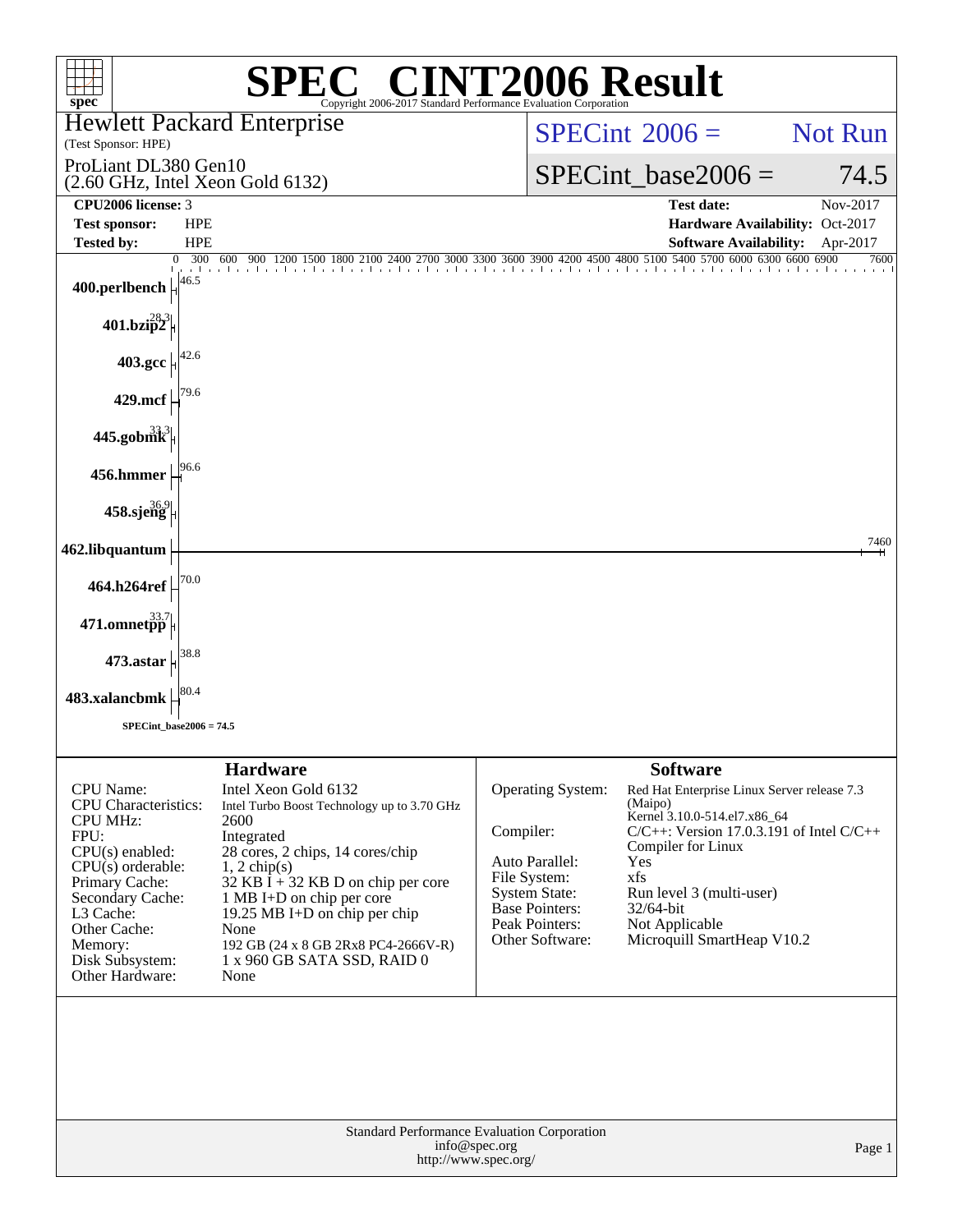# SPEC® CINT2006 Result

Copyright 2006-2017 Standard Performance Evaluation Corporation

**Hewlett Packard Enterprise**
(Test Sponsor: HPE)

ProLiant DL380 Gen10
(2.60 GHz, Intel Xeon Gold 6132)

SPECint 2006 = Not Run

SPECint_base2006 = 74.5

| | | | |
|---|---|---|---|
| **CPU2006 license:** | 3 | **Test date:** | Nov-2017 |
| **Test sponsor:** | HPE | **Hardware Availability:** | Oct-2017 |
| **Tested by:** | HPE | **Software Availability:** | Apr-2017 |

| Benchmark | Base Ratio |
|---|---|
| 400.perlbench | 46.5 |
| 401.bzip2 | 28.3 |
| 403.gcc | 42.6 |
| 429.mcf | 79.6 |
| 445.gobmk | 33.3 |
| 456.hmmer | 96.6 |
| 458.sjeng | 36.9 |
| 462.libquantum | 7460 |
| 464.h264ref | 70.0 |
| 471.omnetpp | 33.7 |
| 473.astar | 38.8 |
| 483.xalancbmk | 80.4 |

SPECint_base2006 = 74.5

## Hardware

| | |
|---|---|
| CPU Name: | Intel Xeon Gold 6132 |
| CPU Characteristics: | Intel Turbo Boost Technology up to 3.70 GHz |
| CPU MHz: | 2600 |
| FPU: | Integrated |
| CPU(s) enabled: | 28 cores, 2 chips, 14 cores/chip |
| CPU(s) orderable: | 1, 2 chip(s) |
| Primary Cache: | 32 KB I + 32 KB D on chip per core |
| Secondary Cache: | 1 MB I+D on chip per core |
| L3 Cache: | 19.25 MB I+D on chip per chip |
| Other Cache: | None |
| Memory: | 192 GB (24 x 8 GB 2Rx8 PC4-2666V-R) |
| Disk Subsystem: | 1 x 960 GB SATA SSD, RAID 0 |
| Other Hardware: | None |

## Software

| | |
|---|---|
| Operating System: | Red Hat Enterprise Linux Server release 7.3 (Maipo) Kernel 3.10.0-514.el7.x86_64 |
| Compiler: | C/C++: Version 17.0.3.191 of Intel C/C++ Compiler for Linux |
| Auto Parallel: | Yes |
| File System: | xfs |
| System State: | Run level 3 (multi-user) |
| Base Pointers: | 32/64-bit |
| Peak Pointers: | Not Applicable |
| Other Software: | Microquill SmartHeap V10.2 |

Standard Performance Evaluation Corporation
info@spec.org
http://www.spec.org/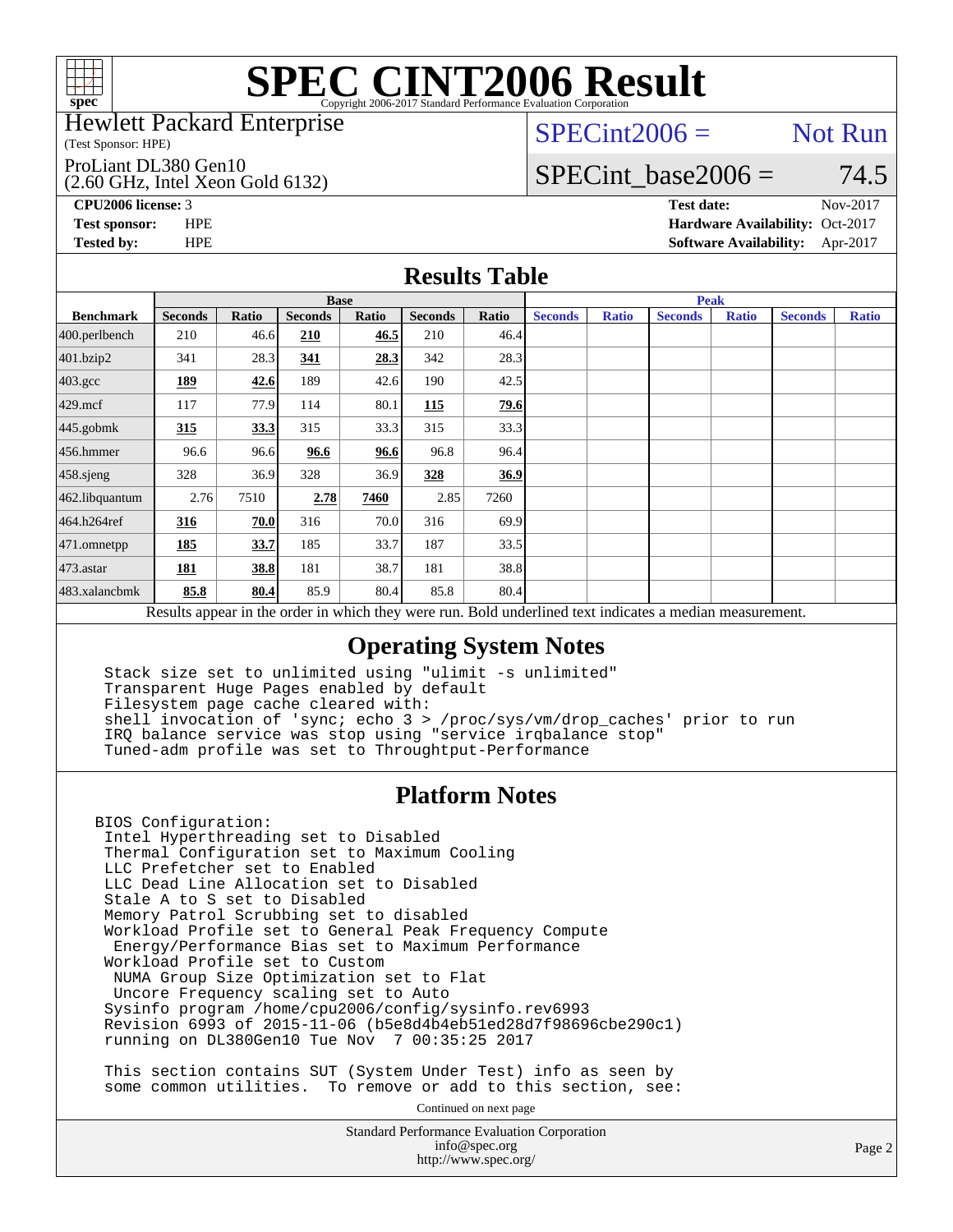# SPEC CINT2006 Result

Copyright 2006-2017 Standard Performance Evaluation Corporation

Hewlett Packard Enterprise
(Test Sponsor: HPE)

ProLiant DL380 Gen10
(2.60 GHz, Intel Xeon Gold 6132)

SPECint2006 = Not Run

SPECint_base2006 = 74.5

**CPU2006 license:** 3
**Test sponsor:** HPE
**Tested by:** HPE

**Test date:** Nov-2017
**Hardware Availability:** Oct-2017
**Software Availability:** Apr-2017

## Results Table

| Benchmark | Base | | | | | | Peak | | | | | |
|---|---|---|---|---|---|---|---|---|---|---|---|---|
| | Seconds | Ratio | Seconds | Ratio | Seconds | Ratio | Seconds | Ratio | Seconds | Ratio | Seconds | Ratio |
| 400.perlbench | 210 | 46.6 | **210** | **46.5** | 210 | 46.4 | | | | | | |
| 401.bzip2 | 341 | 28.3 | **341** | **28.3** | 342 | 28.3 | | | | | | |
| 403.gcc | **189** | **42.6** | 189 | 42.6 | 190 | 42.5 | | | | | | |
| 429.mcf | 117 | 77.9 | 114 | 80.1 | **115** | **79.6** | | | | | | |
| 445.gobmk | **315** | **33.3** | 315 | 33.3 | 315 | 33.3 | | | | | | |
| 456.hmmer | 96.6 | 96.6 | **96.6** | **96.6** | 96.8 | 96.4 | | | | | | |
| 458.sjeng | 328 | 36.9 | 328 | 36.9 | **328** | **36.9** | | | | | | |
| 462.libquantum | 2.76 | 7510 | **2.78** | **7460** | 2.85 | 7260 | | | | | | |
| 464.h264ref | **316** | **70.0** | 316 | 70.0 | 316 | 69.9 | | | | | | |
| 471.omnetpp | **185** | **33.7** | 185 | 33.7 | 187 | 33.5 | | | | | | |
| 473.astar | **181** | **38.8** | 181 | 38.7 | 181 | 38.8 | | | | | | |
| 483.xalancbmk | **85.8** | **80.4** | 85.9 | 80.4 | 85.8 | 80.4 | | | | | | |

Results appear in the order in which they were run. Bold underlined text indicates a median measurement.

## Operating System Notes

```
Stack size set to unlimited using "ulimit -s unlimited"
Transparent Huge Pages enabled by default
Filesystem page cache cleared with:
shell invocation of 'sync; echo 3 > /proc/sys/vm/drop_caches' prior to run
IRQ balance service was stop using "service irqbalance stop"
Tuned-adm profile was set to Throughtput-Performance
```

## Platform Notes

```
BIOS Configuration:
 Intel Hyperthreading set to Disabled
 Thermal Configuration set to Maximum Cooling
 LLC Prefetcher set to Enabled
 LLC Dead Line Allocation set to Disabled
 Stale A to S set to Disabled
 Memory Patrol Scrubbing set to disabled
 Workload Profile set to General Peak Frequency Compute
  Energy/Performance Bias set to Maximum Performance
 Workload Profile set to Custom
  NUMA Group Size Optimization set to Flat
  Uncore Frequency scaling set to Auto
 Sysinfo program /home/cpu2006/config/sysinfo.rev6993
 Revision 6993 of 2015-11-06 (b5e8d4b4eb51ed28d7f98696cbe290c1)
 running on DL380Gen10 Tue Nov  7 00:35:25 2017

 This section contains SUT (System Under Test) info as seen by
 some common utilities.  To remove or add to this section, see:
```

Continued on next page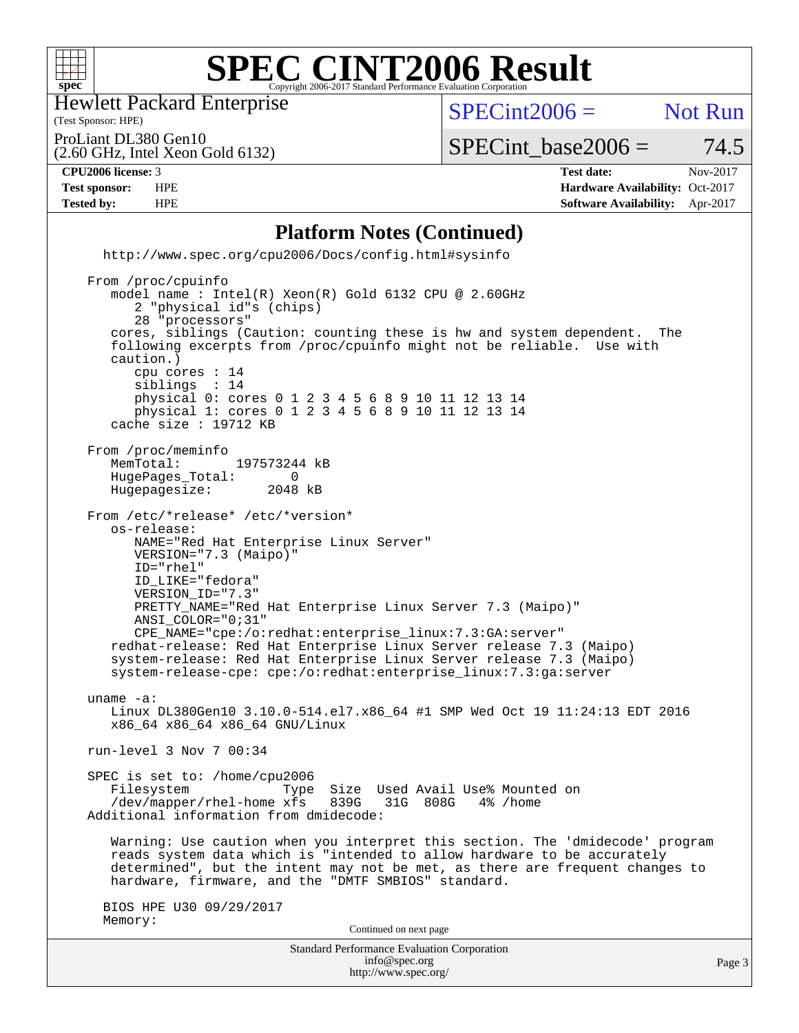# SPEC CINT2006 Result

Copyright 2006-2017 Standard Performance Evaluation Corporation

Hewlett Packard Enterprise
(Test Sponsor: HPE)

ProLiant DL380 Gen10
(2.60 GHz, Intel Xeon Gold 6132)

SPECint2006 = Not Run

SPECint_base2006 = 74.5

| | | | |
|---|---|---|---|
| **CPU2006 license:** 3 | | **Test date:** | Nov-2017 |
| **Test sponsor:** | HPE | **Hardware Availability:** | Oct-2017 |
| **Tested by:** | HPE | **Software Availability:** | Apr-2017 |

## Platform Notes (Continued)

```
   http://www.spec.org/cpu2006/Docs/config.html#sysinfo

 From /proc/cpuinfo
    model name : Intel(R) Xeon(R) Gold 6132 CPU @ 2.60GHz
       2 "physical id"s (chips)
       28 "processors"
    cores, siblings (Caution: counting these is hw and system dependent.  The
    following excerpts from /proc/cpuinfo might not be reliable.  Use with
    caution.)
       cpu cores : 14
       siblings  : 14
       physical 0: cores 0 1 2 3 4 5 6 8 9 10 11 12 13 14
       physical 1: cores 0 1 2 3 4 5 6 8 9 10 11 12 13 14
    cache size : 19712 KB

 From /proc/meminfo
    MemTotal:       197573244 kB
    HugePages_Total:       0
    Hugepagesize:       2048 kB

 From /etc/*release* /etc/*version*
    os-release:
       NAME="Red Hat Enterprise Linux Server"
       VERSION="7.3 (Maipo)"
       ID="rhel"
       ID_LIKE="fedora"
       VERSION_ID="7.3"
       PRETTY_NAME="Red Hat Enterprise Linux Server 7.3 (Maipo)"
       ANSI_COLOR="0;31"
       CPE_NAME="cpe:/o:redhat:enterprise_linux:7.3:GA:server"
    redhat-release: Red Hat Enterprise Linux Server release 7.3 (Maipo)
    system-release: Red Hat Enterprise Linux Server release 7.3 (Maipo)
    system-release-cpe: cpe:/o:redhat:enterprise_linux:7.3:ga:server

 uname -a:
    Linux DL380Gen10 3.10.0-514.el7.x86_64 #1 SMP Wed Oct 19 11:24:13 EDT 2016
    x86_64 x86_64 x86_64 GNU/Linux

 run-level 3 Nov 7 00:34

 SPEC is set to: /home/cpu2006
    Filesystem            Type  Size  Used Avail Use% Mounted on
    /dev/mapper/rhel-home xfs   839G   31G  808G   4% /home
 Additional information from dmidecode:

    Warning: Use caution when you interpret this section. The 'dmidecode' program
    reads system data which is "intended to allow hardware to be accurately
    determined", but the intent may not be met, as there are frequent changes to
    hardware, firmware, and the "DMTF SMBIOS" standard.

   BIOS HPE U30 09/29/2017
   Memory:
```

Continued on next page

Standard Performance Evaluation Corporation
info@spec.org
http://www.spec.org/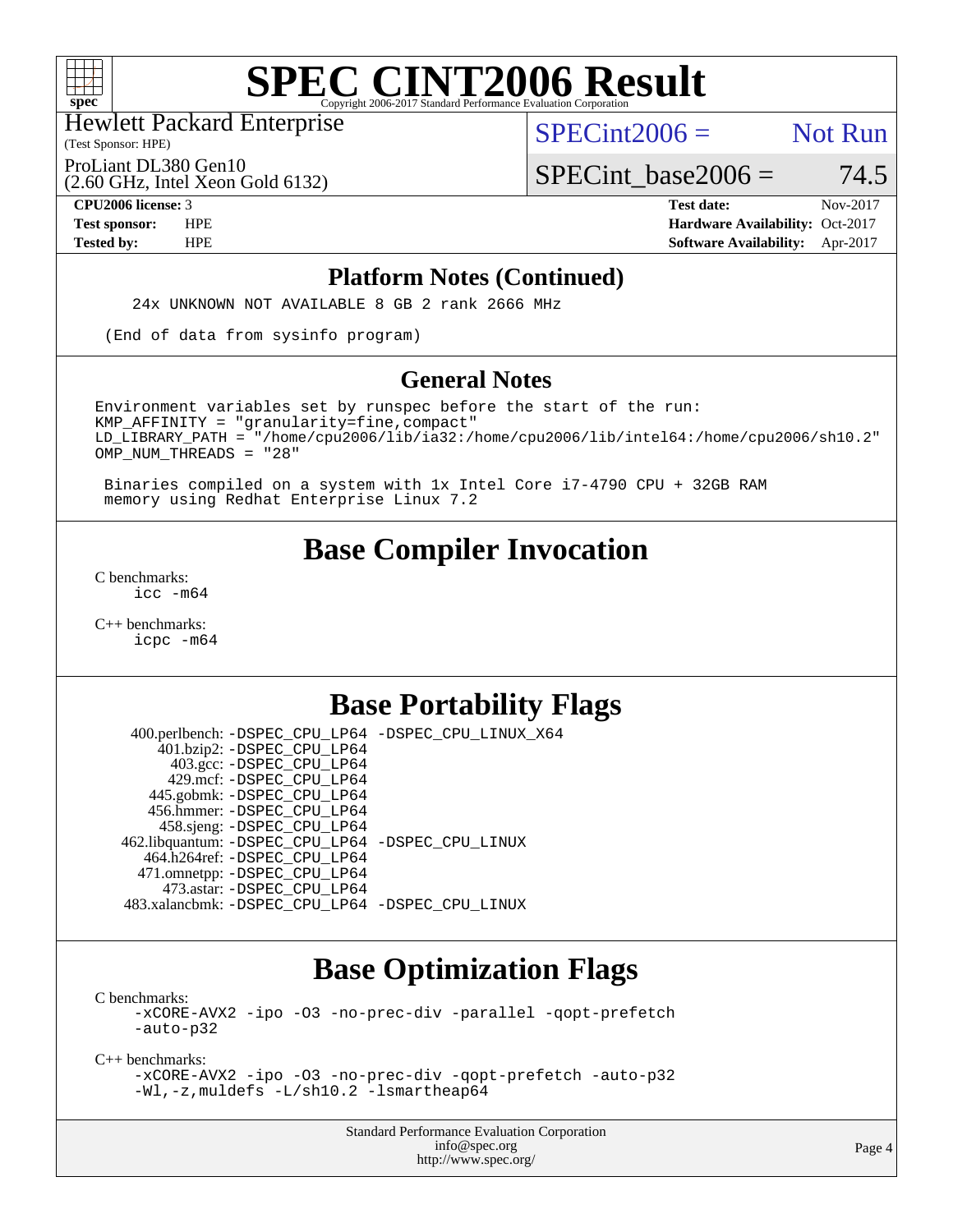## Platform Notes (Continued)

```
24x UNKNOWN NOT AVAILABLE 8 GB 2 rank 2666 MHz

(End of data from sysinfo program)
```

## General Notes

```
Environment variables set by runspec before the start of the run:
KMP_AFFINITY = "granularity=fine,compact"
LD_LIBRARY_PATH = "/home/cpu2006/lib/ia32:/home/cpu2006/lib/intel64:/home/cpu2006/sh10.2"
OMP_NUM_THREADS = "28"

 Binaries compiled on a system with 1x Intel Core i7-4790 CPU + 32GB RAM
 memory using Redhat Enterprise Linux 7.2
```

## Base Compiler Invocation

C benchmarks:
```
icc -m64
```

C++ benchmarks:
```
icpc -m64
```

## Base Portability Flags

```
     400.perlbench: -DSPEC_CPU_LP64 -DSPEC_CPU_LINUX_X64
         401.bzip2: -DSPEC_CPU_LP64
           403.gcc: -DSPEC_CPU_LP64
           429.mcf: -DSPEC_CPU_LP64
         445.gobmk: -DSPEC_CPU_LP64
         456.hmmer: -DSPEC_CPU_LP64
         458.sjeng: -DSPEC_CPU_LP64
    462.libquantum: -DSPEC_CPU_LP64 -DSPEC_CPU_LINUX
       464.h264ref: -DSPEC_CPU_LP64
       471.omnetpp: -DSPEC_CPU_LP64
         473.astar: -DSPEC_CPU_LP64
     483.xalancbmk: -DSPEC_CPU_LP64 -DSPEC_CPU_LINUX
```

## Base Optimization Flags

C benchmarks:
```
-xCORE-AVX2 -ipo -O3 -no-prec-div -parallel -qopt-prefetch
-auto-p32
```

C++ benchmarks:
```
-xCORE-AVX2 -ipo -O3 -no-prec-div -qopt-prefetch -auto-p32
-Wl,-z,muldefs -L/sh10.2 -lsmartheap64
```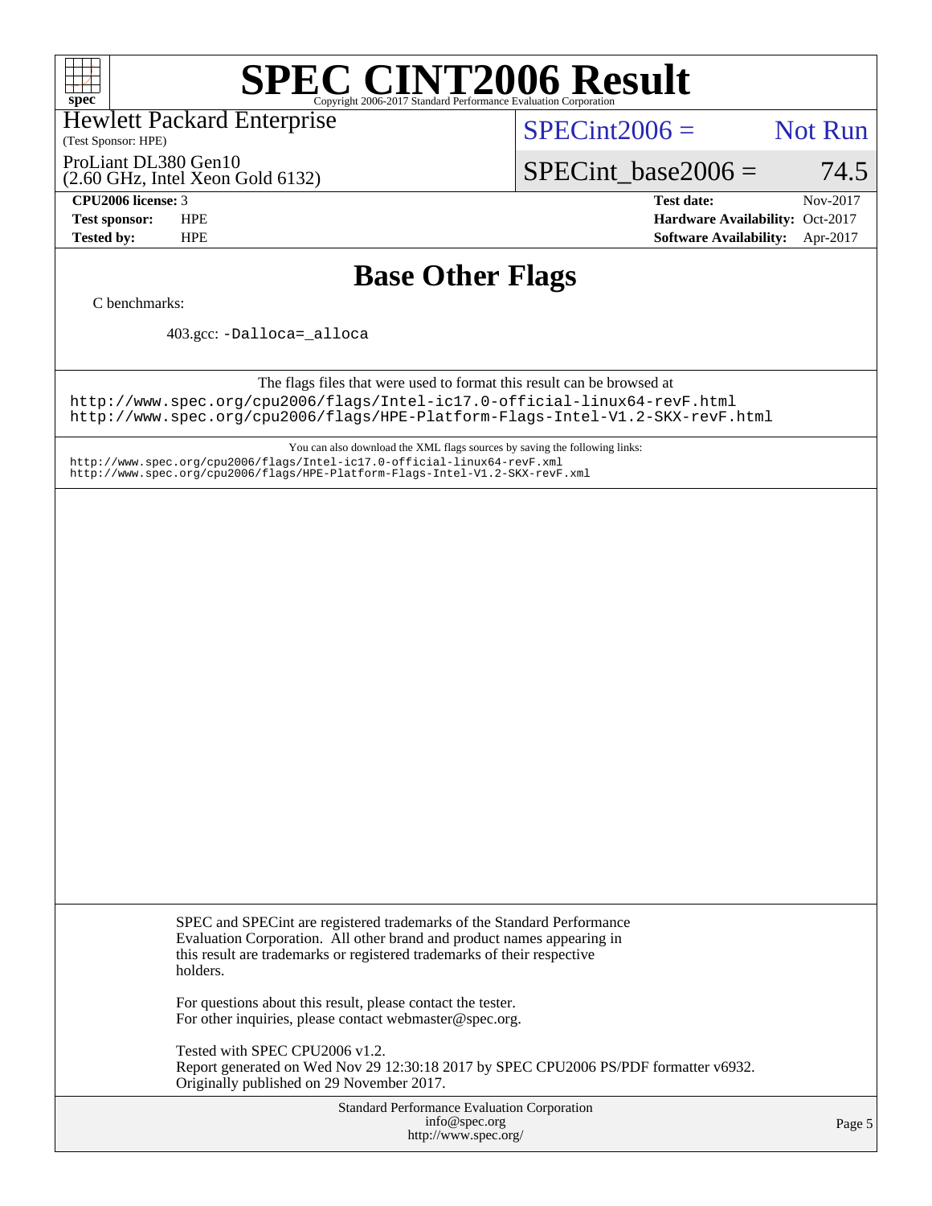# SPEC CINT2006 Result

Copyright 2006-2017 Standard Performance Evaluation Corporation

Hewlett Packard Enterprise
(Test Sponsor: HPE)

ProLiant DL380 Gen10
(2.60 GHz, Intel Xeon Gold 6132)

SPECint2006 = Not Run

SPECint_base2006 = 74.5

| | | | |
|---|---|---|---|
| **CPU2006 license:** 3 | | **Test date:** | Nov-2017 |
| **Test sponsor:** | HPE | **Hardware Availability:** | Oct-2017 |
| **Tested by:** | HPE | **Software Availability:** | Apr-2017 |

## Base Other Flags

C benchmarks:

403.gcc: `-Dalloca=_alloca`

The flags files that were used to format this result can be browsed at
http://www.spec.org/cpu2006/flags/Intel-ic17.0-official-linux64-revF.html
http://www.spec.org/cpu2006/flags/HPE-Platform-Flags-Intel-V1.2-SKX-revF.html

You can also download the XML flags sources by saving the following links:
http://www.spec.org/cpu2006/flags/Intel-ic17.0-official-linux64-revF.xml
http://www.spec.org/cpu2006/flags/HPE-Platform-Flags-Intel-V1.2-SKX-revF.xml

SPEC and SPECint are registered trademarks of the Standard Performance Evaluation Corporation. All other brand and product names appearing in this result are trademarks or registered trademarks of their respective holders.

For questions about this result, please contact the tester.
For other inquiries, please contact webmaster@spec.org.

Tested with SPEC CPU2006 v1.2.
Report generated on Wed Nov 29 12:30:18 2017 by SPEC CPU2006 PS/PDF formatter v6932.
Originally published on 29 November 2017.

Standard Performance Evaluation Corporation
info@spec.org
http://www.spec.org/